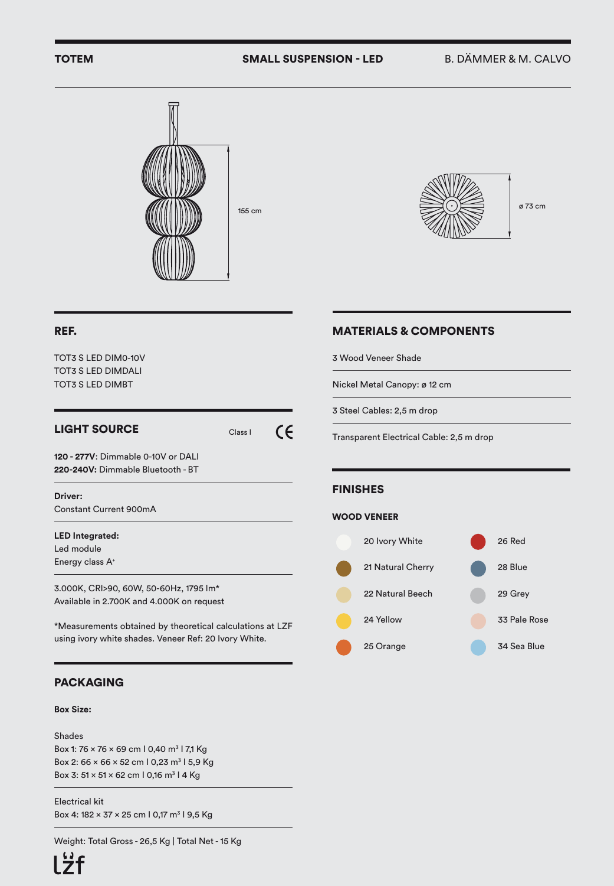**TOTEM** **SMALL SUSPENSION - LED** B. DÄMMER & M. CALVO

155 cm

ø 73 cm

## REF.

TOT3 S LED DIM0-10V
TOT3 S LED DIMDALI
TOT3 S LED DIMBT

## LIGHT SOURCE

Class I CE

**120 - 277V**: Dimmable 0-10V or DALI
**220-240V:** Dimmable Bluetooth - BT

**Driver:**
Constant Current 900mA

**LED Integrated:**
Led module
Energy class A⁺

3.000K, CRI>90, 60W, 50-60Hz, 1795 lm*
Available in 2.700K and 4.000K on request

*Measurements obtained by theoretical calculations at LZF using ivory white shades. Veneer Ref: 20 Ivory White.

## PACKAGING

**Box Size:**

Shades
Box 1: 76 × 76 × 69 cm I 0,40 m³ I 7,1 Kg
Box 2: 66 × 66 × 52 cm I 0,23 m³ I 5,9 Kg
Box 3: 51 × 51 × 62 cm I 0,16 m³ I 4 Kg

Electrical kit
Box 4: 182 × 37 × 25 cm I 0,17 m³ I 9,5 Kg

Weight: Total Gross - 26,5 Kg | Total Net - 15 Kg

## MATERIALS & COMPONENTS

3 Wood Veneer Shade

Nickel Metal Canopy: ø 12 cm

3 Steel Cables: 2,5 m drop

Transparent Electrical Cable: 2,5 m drop

## FINISHES

**WOOD VENEER**

- 20 Ivory White
- 21 Natural Cherry
- 22 Natural Beech
- 24 Yellow
- 25 Orange
- 26 Red
- 28 Blue
- 29 Grey
- 33 Pale Rose
- 34 Sea Blue

lzf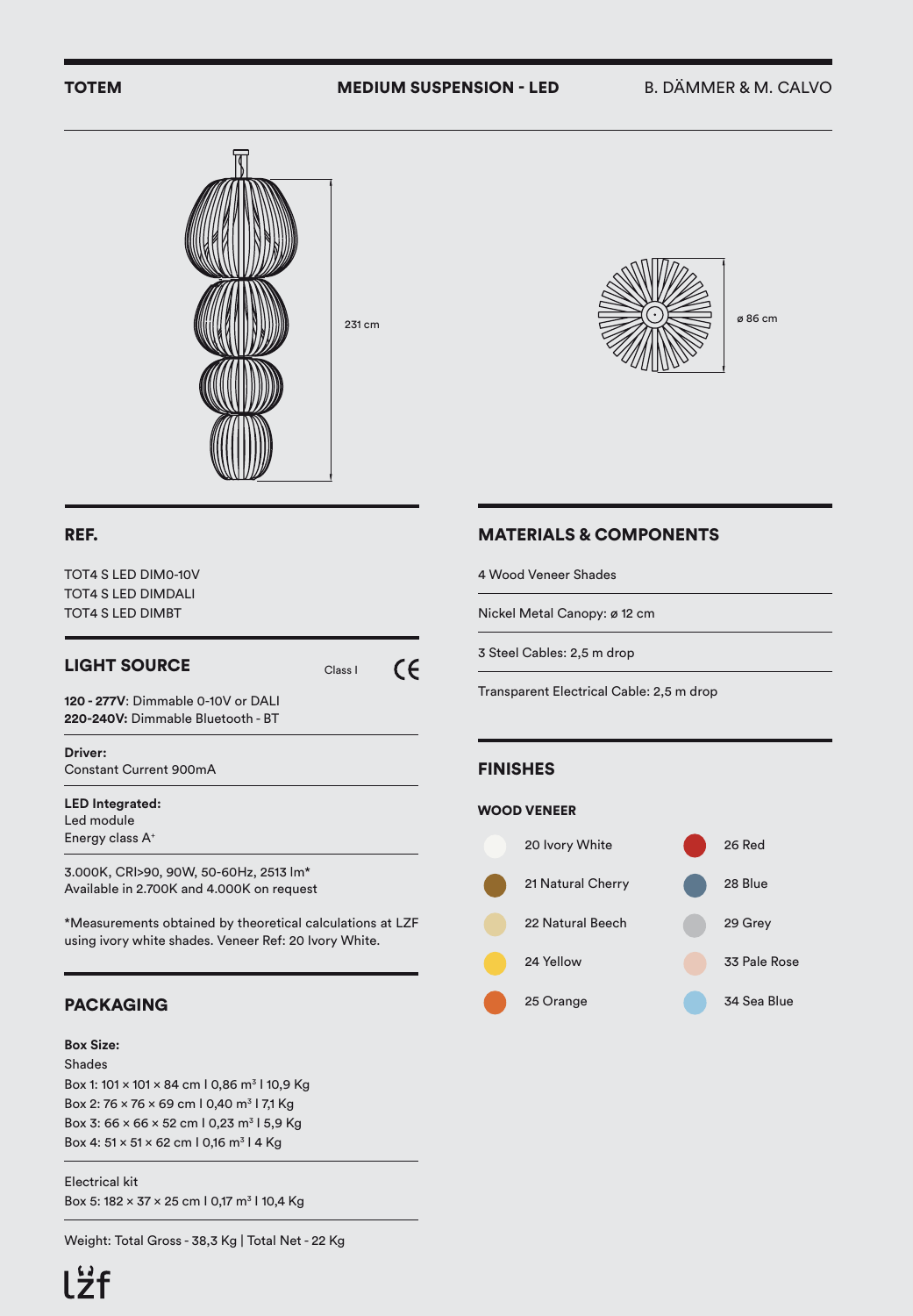**TOTEM** **MEDIUM SUSPENSION - LED** B. DÄMMER & M. CALVO

231 cm

ø 86 cm

## REF.

TOT4 S LED DIM0-10V
TOT4 S LED DIMDALI
TOT4 S LED DIMBT

## LIGHT SOURCE

Class I CE

**120 - 277V**: Dimmable 0-10V or DALI
**220-240V:** Dimmable Bluetooth - BT

**Driver:**
Constant Current 900mA

**LED Integrated:**
Led module
Energy class A+

3.000K, CRI>90, 90W, 50-60Hz, 2513 lm*
Available in 2.700K and 4.000K on request

*Measurements obtained by theoretical calculations at LZF using ivory white shades. Veneer Ref: 20 Ivory White.

## PACKAGING

**Box Size:**
Shades
Box 1: 101 × 101 × 84 cm I 0,86 m³ I 10,9 Kg
Box 2: 76 × 76 × 69 cm I 0,40 m³ I 7,1 Kg
Box 3: 66 × 66 × 52 cm I 0,23 m³ I 5,9 Kg
Box 4: 51 × 51 × 62 cm I 0,16 m³ I 4 Kg

Electrical kit
Box 5: 182 × 37 × 25 cm I 0,17 m³ I 10,4 Kg

Weight: Total Gross - 38,3 Kg | Total Net - 22 Kg

## MATERIALS & COMPONENTS

4 Wood Veneer Shades

Nickel Metal Canopy: ø 12 cm

3 Steel Cables: 2,5 m drop

Transparent Electrical Cable: 2,5 m drop

## FINISHES

### WOOD VENEER

- 20 Ivory White
- 21 Natural Cherry
- 22 Natural Beech
- 24 Yellow
- 25 Orange
- 26 Red
- 28 Blue
- 29 Grey
- 33 Pale Rose
- 34 Sea Blue

lzf